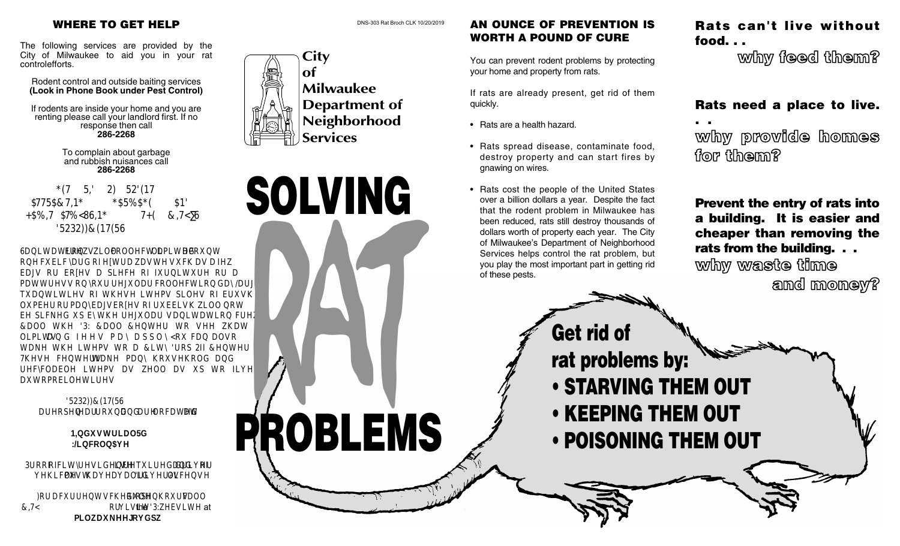## WHERE TO GET HELP

The following services are provided by the City of Milwaukee to aid you in your rat control efforts.

Rodent control and outside baiting services
**(Look in Phone Book under Pest Control)**

If rodents are inside your home and you are renting please call your landlord first. If no response then call
**286-2268**

To complain about garbage and rubbish nuisances call
**286-2268**

GET RID OF RODENT ATTRACTING GARBAGE AND HABITAT BY USING THE CITY'S DROP OFF CENTERS

Sanitation workers will collect a limited amount (one cubic yard) of extra waste such as a few bags or boxes, a piece of furniture or a mattress on your regular collection day. Large quantities of these items, piles of brush, lumber or many bags or boxes of rubbish will not be picked up by the regular sanitation crew. Call the DPW Call Center to see what limits and fees may apply. You can also take the items to a City Drop Off Center. These centers take many household and recyclable items as well as up to five automobile tires.

DROP OFF CENTERS are open year round and are located at:

N. Industrial Rd
W. Lincoln Ave

Proof of city residency is required and all vehicles must have a valid Driver's License.

For a current schedule or more information please call the DPW Call Center at CITY or visit the DPW website at milwaukee.gov/dpw

DNS-303 Rat Broch CLK 10/20/2019

**City of Milwaukee Department of Neighborhood Services**

# SOLVING RAT PROBLEMS

## AN OUNCE OF PREVENTION IS WORTH A POUND OF CURE

You can prevent rodent problems by protecting your home and property from rats.

If rats are already present, get rid of them quickly.

- Rats are a health hazard.
- Rats spread disease, contaminate food, destroy property and can start fires by gnawing on wires.
- Rats cost the people of the United States over a billion dollars a year. Despite the fact that the rodent problem in Milwaukee has been reduced, rats still destroy thousands of dollars worth of property each year. The City of Milwaukee's Department of Neighborhood Services helps control the rat problem, but you play the most important part in getting rid of these pests.

**Get rid of rat problems by:**

- **STARVING THEM OUT**
- **KEEPING THEM OUT**
- **POISONING THEM OUT**

**Rats can't live without food. . .**
**why feed them?**

**Rats need a place to live. . .**
**why provide homes for them?**

**Prevent the entry of rats into a building. It is easier and cheaper than removing the rats from the building. . .**
**why waste time and money?**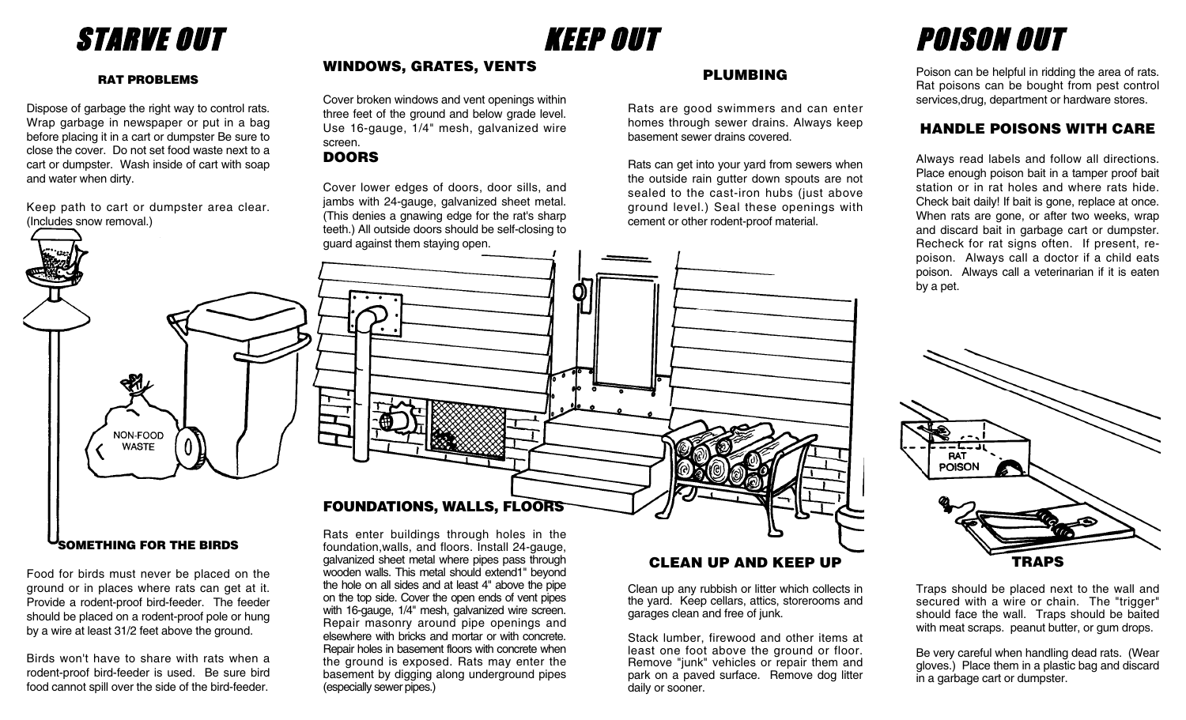# STARVE OUT

### RAT PROBLEMS

Dispose of garbage the right way to control rats. Wrap garbage in newspaper or put in a bag before placing it in a cart or dumpster Be sure to close the cover. Do not set food waste next to a cart or dumpster. Wash inside of cart with soap and water when dirty.

Keep path to cart or dumpster area clear. (Includes snow removal.)

NON-FOOD WASTE

### SOMETHING FOR THE BIRDS

Food for birds must never be placed on the ground or in places where rats can get at it. Provide a rodent-proof bird-feeder. The feeder should be placed on a rodent-proof pole or hung by a wire at least 31/2 feet above the ground.

Birds won't have to share with rats when a rodent-proof bird-feeder is used. Be sure bird food cannot spill over the side of the bird-feeder.

# KEEP OUT

### WINDOWS, GRATES, VENTS

Cover broken windows and vent openings within three feet of the ground and below grade level. Use 16-gauge, 1/4" mesh, galvanized wire screen.

### DOORS

Cover lower edges of doors, door sills, and jambs with 24-gauge, galvanized sheet metal. (This denies a gnawing edge for the rat's sharp teeth.) All outside doors should be self-closing to guard against them staying open.

### FOUNDATIONS, WALLS, FLOORS

Rats enter buildings through holes in the foundation,walls, and floors. Install 24-gauge, galvanized sheet metal where pipes pass through wooden walls. This metal should extend1" beyond the hole on all sides and at least 4" above the pipe on the top side. Cover the open ends of vent pipes with 16-gauge, 1/4" mesh, galvanized wire screen. Repair masonry around pipe openings and elsewhere with bricks and mortar or with concrete. Repair holes in basement floors with concrete when the ground is exposed. Rats may enter the basement by digging along underground pipes (especially sewer pipes.)

### PLUMBING

Rats are good swimmers and can enter homes through sewer drains. Always keep basement sewer drains covered.

Rats can get into your yard from sewers when the outside rain gutter down spouts are not sealed to the cast-iron hubs (just above ground level.) Seal these openings with cement or other rodent-proof material.

### CLEAN UP AND KEEP UP

Clean up any rubbish or litter which collects in the yard. Keep cellars, attics, storerooms and garages clean and free of junk.

Stack lumber, firewood and other items at least one foot above the ground or floor. Remove "junk" vehicles or repair them and park on a paved surface. Remove dog litter daily or sooner.

# POISON OUT

Poison can be helpful in ridding the area of rats. Rat poisons can be bought from pest control services,drug, department or hardware stores.

### HANDLE POISONS WITH CARE

Always read labels and follow all directions. Place enough poison bait in a tamper proof bait station or in rat holes and where rats hide. Check bait daily! If bait is gone, replace at once. When rats are gone, or after two weeks, wrap and discard bait in garbage cart or dumpster. Recheck for rat signs often. If present, re-poison. Always call a doctor if a child eats poison. Always call a veterinarian if it is eaten by a pet.

RAT POISON

### TRAPS

Traps should be placed next to the wall and secured with a wire or chain. The "trigger" should face the wall. Traps should be baited with meat scraps. peanut butter, or gum drops.

Be very careful when handling dead rats. (Wear gloves.) Place them in a plastic bag and discard in a garbage cart or dumpster.